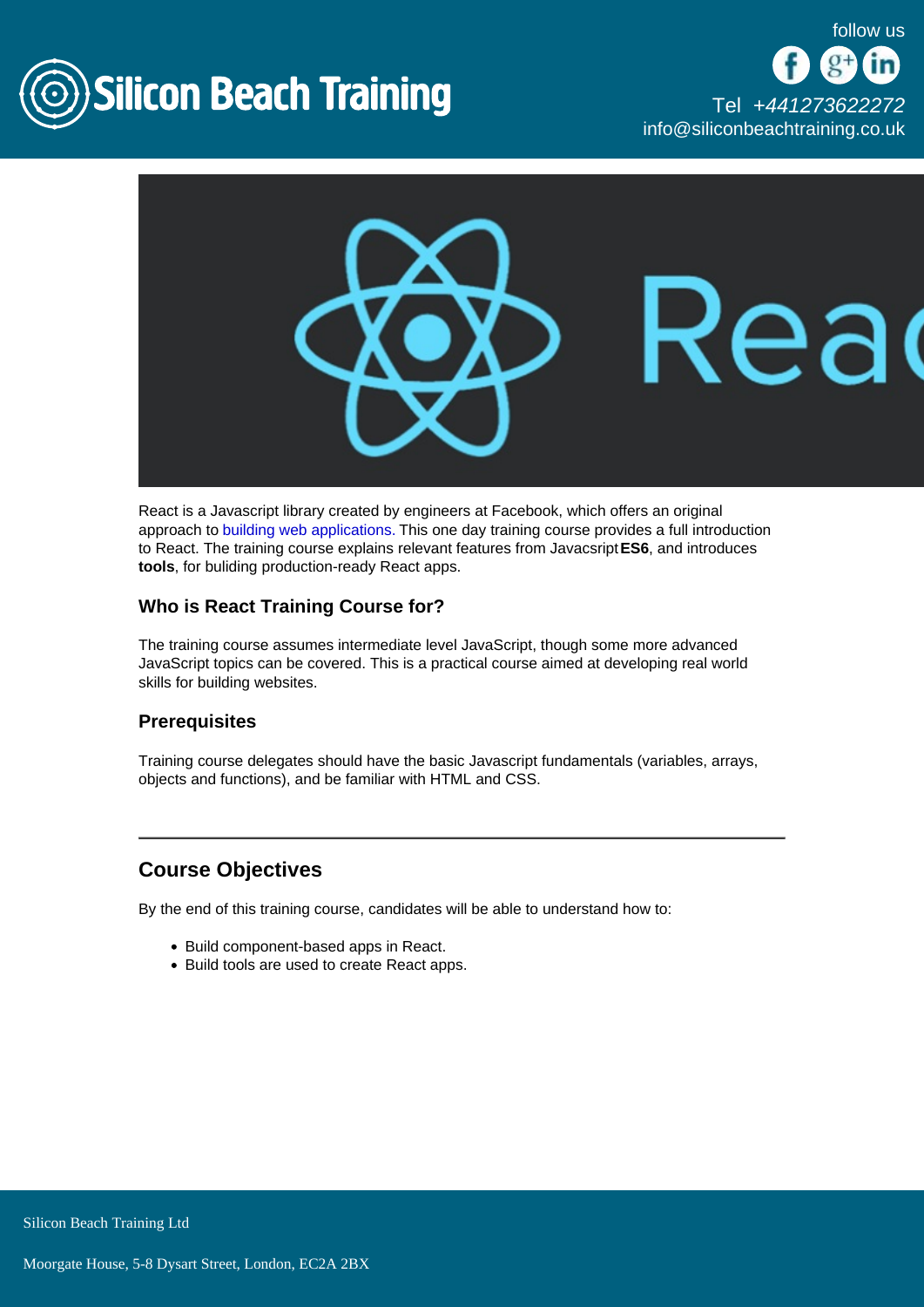Silicon Beach Training

follow us

Tel +441273622272
info@siliconbeachtraining.co.uk

React is a Javascript library created by engineers at Facebook, which offers an original approach to building web applications. This one day training course provides a full introduction to React. The training course explains relevant features from Javacsript **ES6**, and introduces **tools**, for buliding production-ready React apps.

### Who is React Training Course for?

The training course assumes intermediate level JavaScript, though some more advanced JavaScript topics can be covered. This is a practical course aimed at developing real world skills for building websites.

### Prerequisites

Training course delegates should have the basic Javascript fundamentals (variables, arrays, objects and functions), and be familiar with HTML and CSS.

---

## Course Objectives

By the end of this training course, candidates will be able to understand how to:

- Build component-based apps in React.
- Build tools are used to create React apps.

Silicon Beach Training Ltd

Moorgate House, 5-8 Dysart Street, London, EC2A 2BX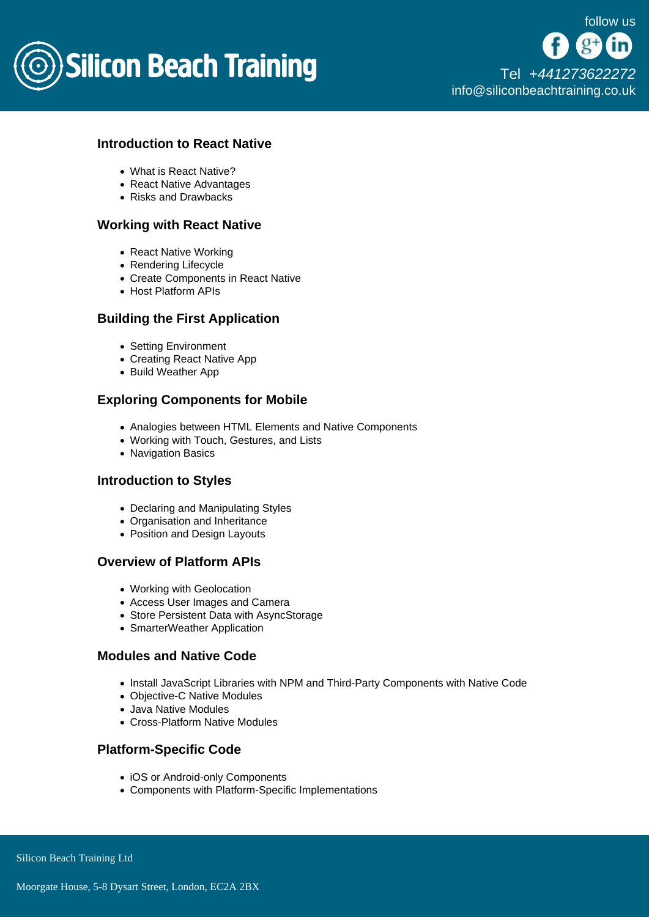### Introduction to React Native

- What is React Native?
- React Native Advantages
- Risks and Drawbacks

### Working with React Native

- React Native Working
- Rendering Lifecycle
- Create Components in React Native
- Host Platform APIs

### Building the First Application

- Setting Environment
- Creating React Native App
- Build Weather App

### Exploring Components for Mobile

- Analogies between HTML Elements and Native Components
- Working with Touch, Gestures, and Lists
- Navigation Basics

### Introduction to Styles

- Declaring and Manipulating Styles
- Organisation and Inheritance
- Position and Design Layouts

### Overview of Platform APIs

- Working with Geolocation
- Access User Images and Camera
- Store Persistent Data with AsyncStorage
- SmarterWeather Application

### Modules and Native Code

- Install JavaScript Libraries with NPM and Third-Party Components with Native Code
- Objective-C Native Modules
- Java Native Modules
- Cross-Platform Native Modules

### Platform-Specific Code

- iOS or Android-only Components
- Components with Platform-Specific Implementations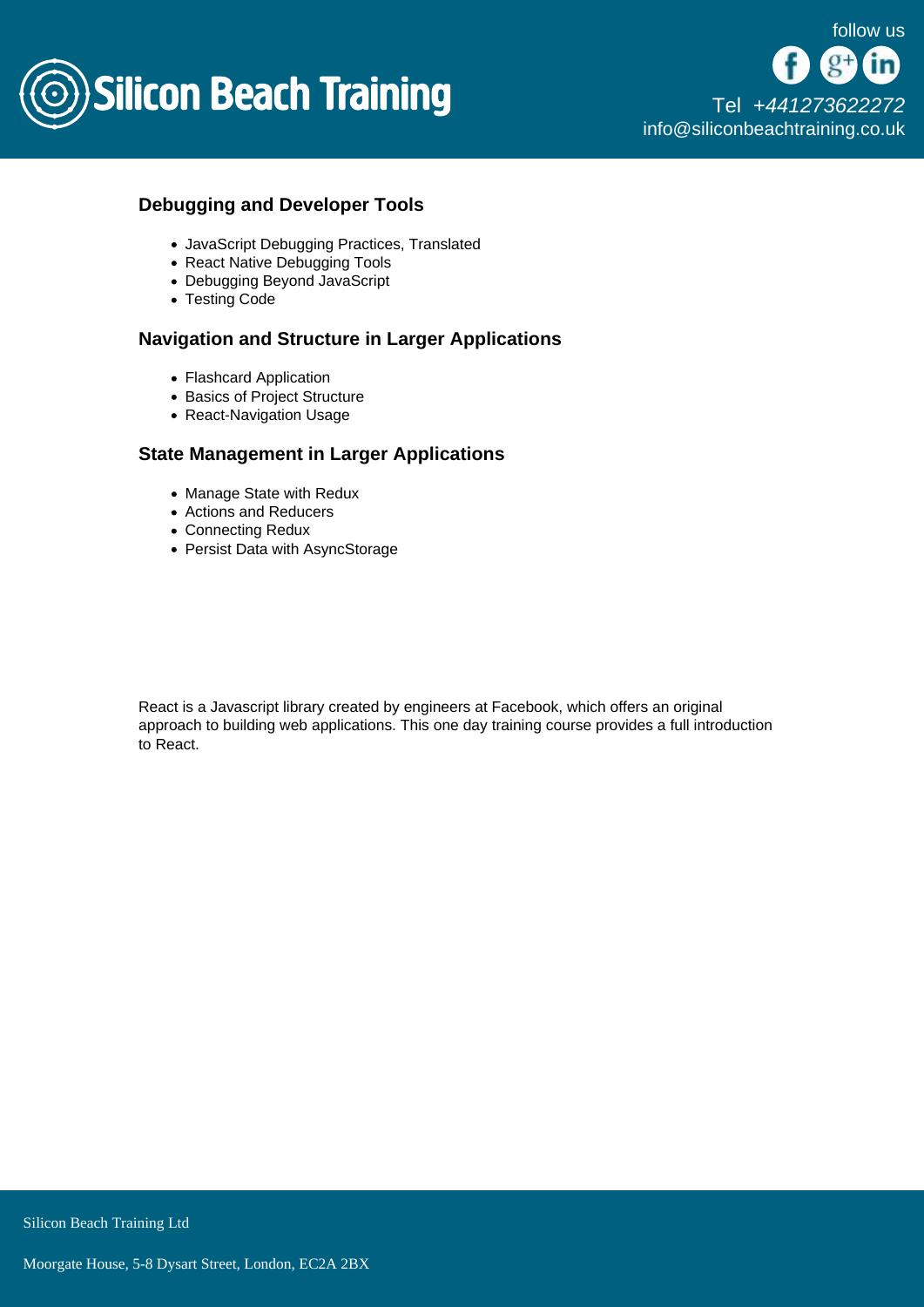### Debugging and Developer Tools

- JavaScript Debugging Practices, Translated
- React Native Debugging Tools
- Debugging Beyond JavaScript
- Testing Code

### Navigation and Structure in Larger Applications

- Flashcard Application
- Basics of Project Structure
- React-Navigation Usage

### State Management in Larger Applications

- Manage State with Redux
- Actions and Reducers
- Connecting Redux
- Persist Data with AsyncStorage

React is a Javascript library created by engineers at Facebook, which offers an original approach to building web applications. This one day training course provides a full introduction to React.